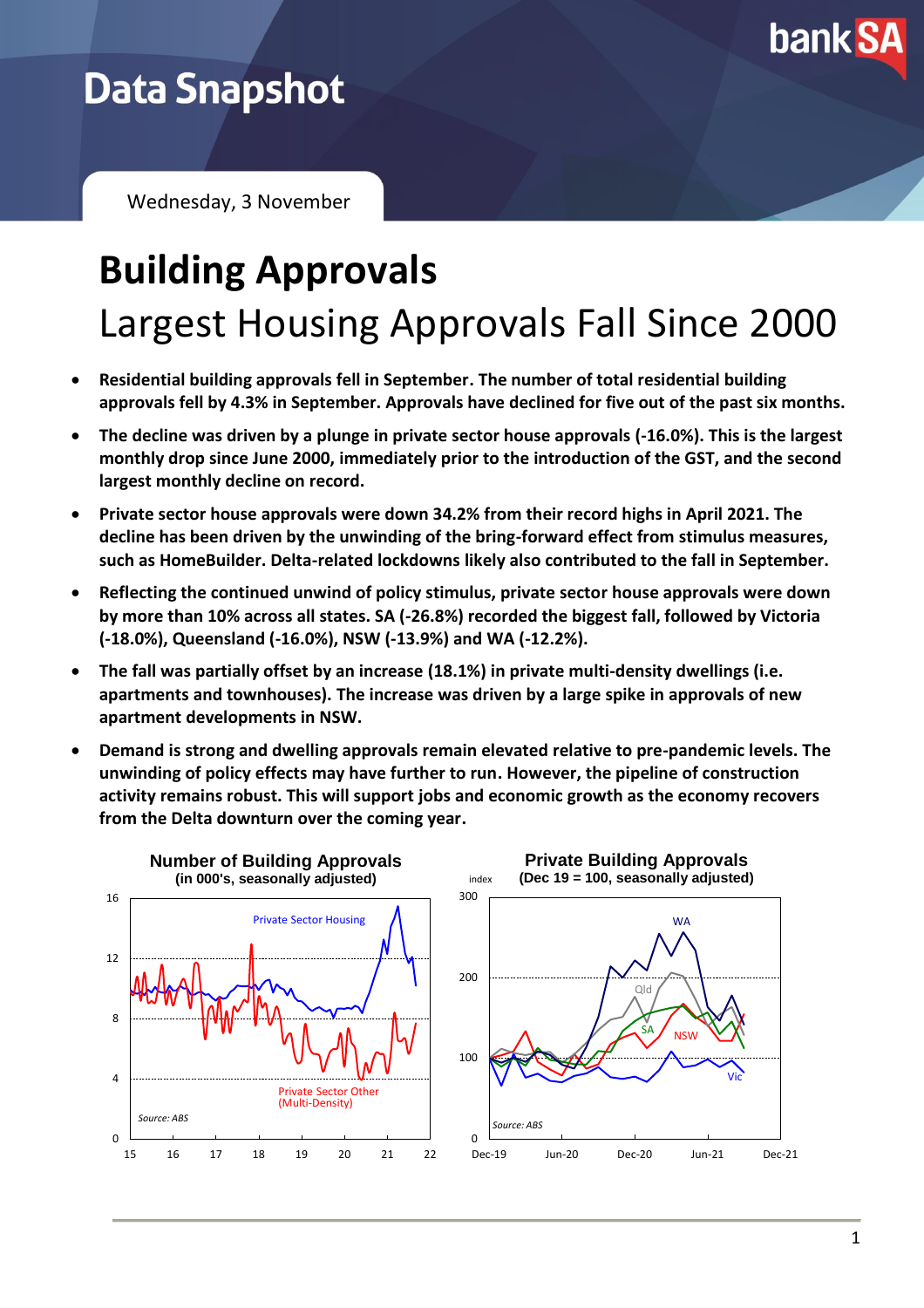# Data Snapshot

Wednesday, 3 November

# Building Approvals

## Largest Housing Approvals Fall Since 2000

- **Residential building approvals fell in September. The number of total residential building approvals fell by 4.3% in September. Approvals have declined for five out of the past six months.**
- **The decline was driven by a plunge in private sector house approvals (-16.0%). This is the largest monthly drop since June 2000, immediately prior to the introduction of the GST, and the second largest monthly decline on record.**
- **Private sector house approvals were down 34.2% from their record highs in April 2021. The decline has been driven by the unwinding of the bring-forward effect from stimulus measures, such as HomeBuilder. Delta-related lockdowns likely also contributed to the fall in September.**
- **Reflecting the continued unwind of policy stimulus, private sector house approvals were down by more than 10% across all states. SA (-26.8%) recorded the biggest fall, followed by Victoria (-18.0%), Queensland (-16.0%), NSW (-13.9%) and WA (-12.2%).**
- **The fall was partially offset by an increase (18.1%) in private multi-density dwellings (i.e. apartments and townhouses). The increase was driven by a large spike in approvals of new apartment developments in NSW.**
- **Demand is strong and dwelling approvals remain elevated relative to pre-pandemic levels. The unwinding of policy effects may have further to run. However, the pipeline of construction activity remains robust. This will support jobs and economic growth as the economy recovers from the Delta downturn over the coming year.**

**Number of Building Approvals**
**(in 000's, seasonally adjusted)**

**Private Building Approvals**
**(Dec 19 = 100, seasonally adjusted)**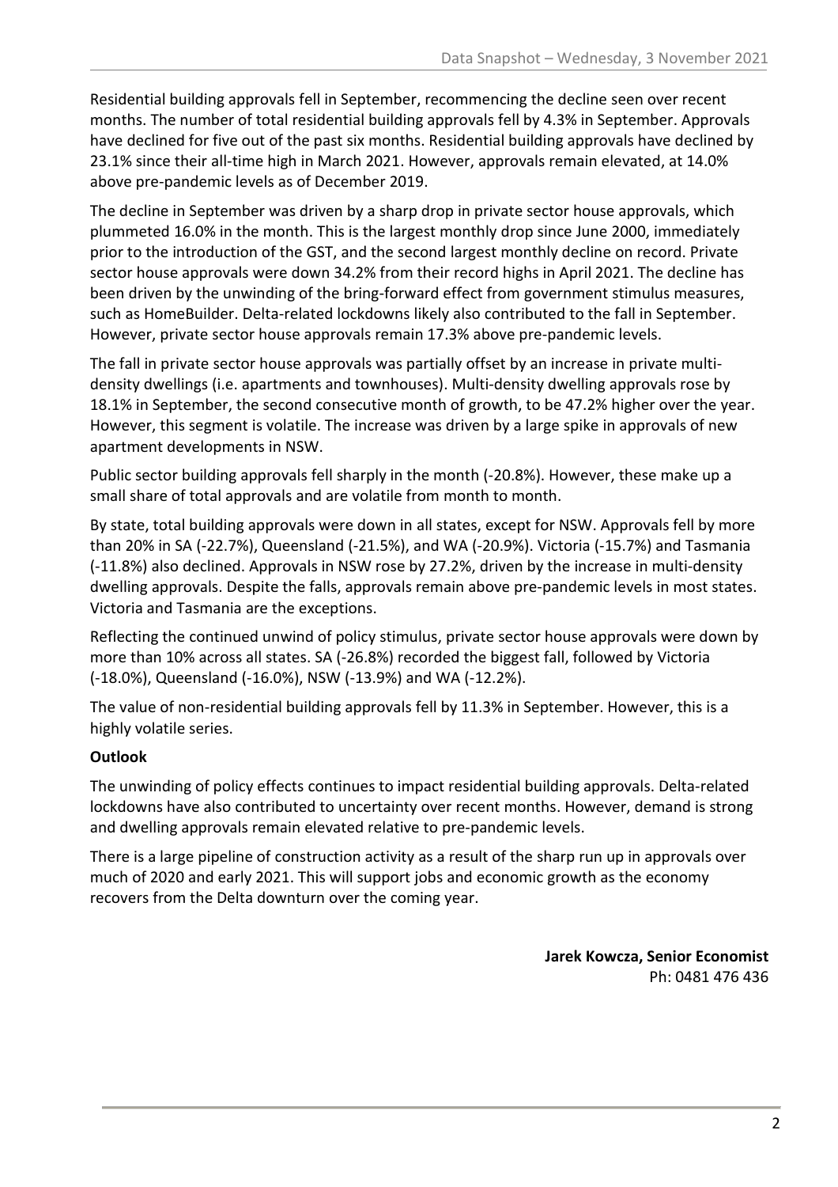Residential building approvals fell in September, recommencing the decline seen over recent months. The number of total residential building approvals fell by 4.3% in September. Approvals have declined for five out of the past six months. Residential building approvals have declined by 23.1% since their all-time high in March 2021. However, approvals remain elevated, at 14.0% above pre-pandemic levels as of December 2019.

The decline in September was driven by a sharp drop in private sector house approvals, which plummeted 16.0% in the month. This is the largest monthly drop since June 2000, immediately prior to the introduction of the GST, and the second largest monthly decline on record. Private sector house approvals were down 34.2% from their record highs in April 2021. The decline has been driven by the unwinding of the bring-forward effect from government stimulus measures, such as HomeBuilder. Delta-related lockdowns likely also contributed to the fall in September. However, private sector house approvals remain 17.3% above pre-pandemic levels.

The fall in private sector house approvals was partially offset by an increase in private multi-density dwellings (i.e. apartments and townhouses). Multi-density dwelling approvals rose by 18.1% in September, the second consecutive month of growth, to be 47.2% higher over the year. However, this segment is volatile. The increase was driven by a large spike in approvals of new apartment developments in NSW.

Public sector building approvals fell sharply in the month (-20.8%). However, these make up a small share of total approvals and are volatile from month to month.

By state, total building approvals were down in all states, except for NSW. Approvals fell by more than 20% in SA (-22.7%), Queensland (-21.5%), and WA (-20.9%). Victoria (-15.7%) and Tasmania (-11.8%) also declined. Approvals in NSW rose by 27.2%, driven by the increase in multi-density dwelling approvals. Despite the falls, approvals remain above pre-pandemic levels in most states. Victoria and Tasmania are the exceptions.

Reflecting the continued unwind of policy stimulus, private sector house approvals were down by more than 10% across all states. SA (-26.8%) recorded the biggest fall, followed by Victoria (-18.0%), Queensland (-16.0%), NSW (-13.9%) and WA (-12.2%).

The value of non-residential building approvals fell by 11.3% in September. However, this is a highly volatile series.

**Outlook**

The unwinding of policy effects continues to impact residential building approvals. Delta-related lockdowns have also contributed to uncertainty over recent months. However, demand is strong and dwelling approvals remain elevated relative to pre-pandemic levels.

There is a large pipeline of construction activity as a result of the sharp run up in approvals over much of 2020 and early 2021. This will support jobs and economic growth as the economy recovers from the Delta downturn over the coming year.

**Jarek Kowcza, Senior Economist**
Ph: 0481 476 436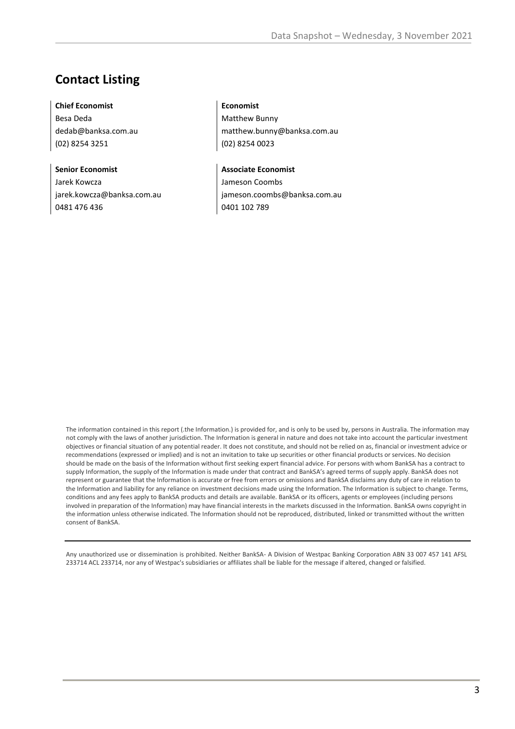## Contact Listing

**Chief Economist**
Besa Deda
dedab@banksa.com.au
(02) 8254 3251

**Senior Economist**
Jarek Kowcza
jarek.kowcza@banksa.com.au
0481 476 436

**Economist**
Matthew Bunny
matthew.bunny@banksa.com.au
(02) 8254 0023

**Associate Economist**
Jameson Coombs
jameson.coombs@banksa.com.au
0401 102 789

The information contained in this report (.the Information.) is provided for, and is only to be used by, persons in Australia. The information may not comply with the laws of another jurisdiction. The Information is general in nature and does not take into account the particular investment objectives or financial situation of any potential reader. It does not constitute, and should not be relied on as, financial or investment advice or recommendations (expressed or implied) and is not an invitation to take up securities or other financial products or services. No decision should be made on the basis of the Information without first seeking expert financial advice. For persons with whom BankSA has a contract to supply Information, the supply of the Information is made under that contract and BankSA's agreed terms of supply apply. BankSA does not represent or guarantee that the Information is accurate or free from errors or omissions and BankSA disclaims any duty of care in relation to the Information and liability for any reliance on investment decisions made using the Information. The Information is subject to change. Terms, conditions and any fees apply to BankSA products and details are available. BankSA or its officers, agents or employees (including persons involved in preparation of the Information) may have financial interests in the markets discussed in the Information. BankSA owns copyright in the information unless otherwise indicated. The Information should not be reproduced, distributed, linked or transmitted without the written consent of BankSA.

Any unauthorized use or dissemination is prohibited. Neither BankSA- A Division of Westpac Banking Corporation ABN 33 007 457 141 AFSL 233714 ACL 233714, nor any of Westpac's subsidiaries or affiliates shall be liable for the message if altered, changed or falsified.